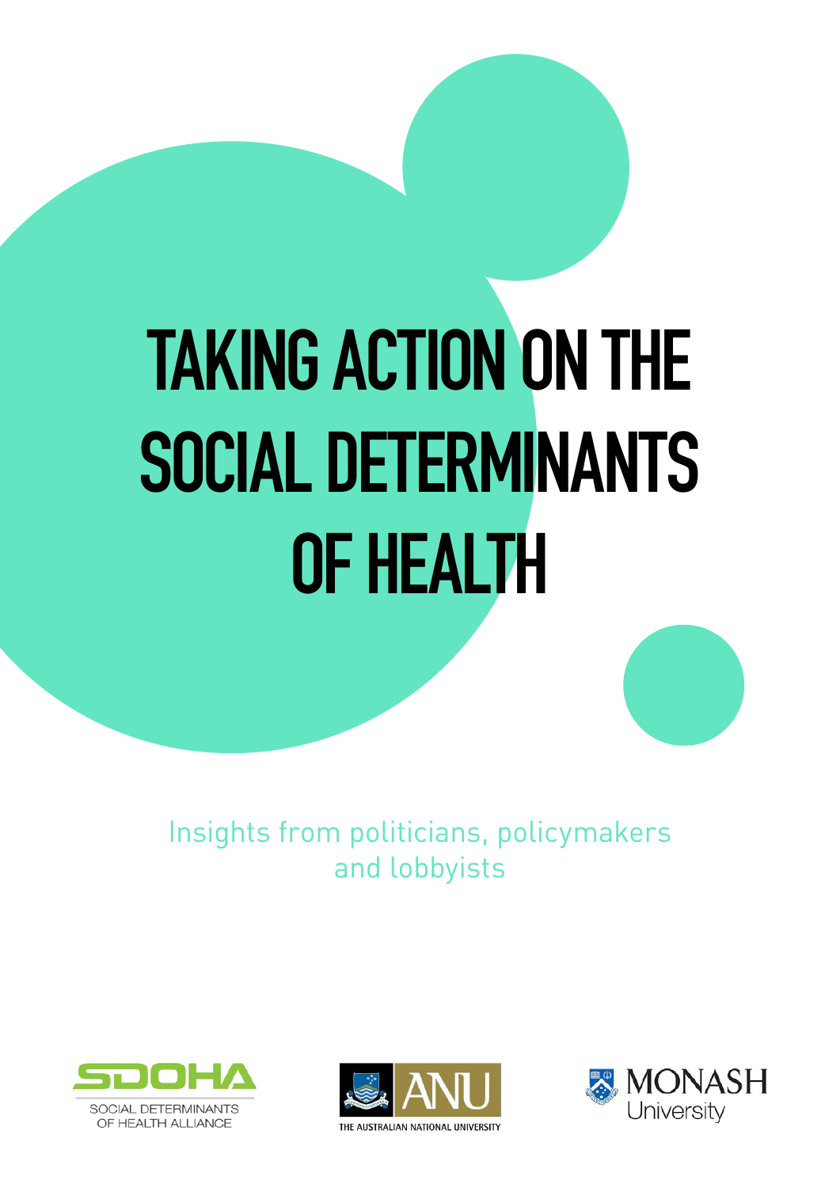# TAKING ACTION ON THE SOCIAL DETERMINANTS OF HEALTH

Insights from politicians, policymakers and lobbyists

SDOHA
SOCIAL DETERMINANTS OF HEALTH ALLIANCE

ANU
THE AUSTRALIAN NATIONAL UNIVERSITY

MONASH University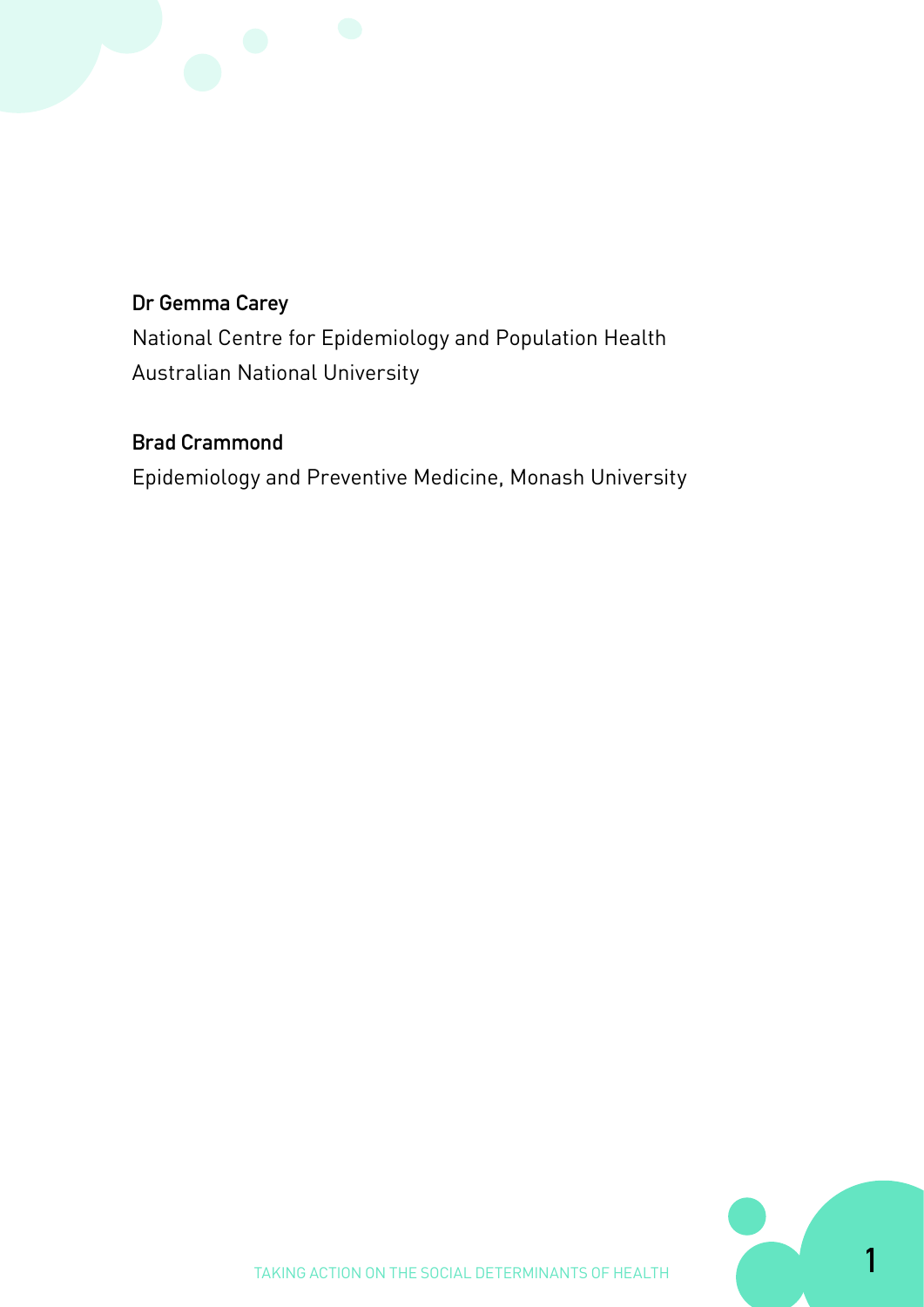**Dr Gemma Carey**

National Centre for Epidemiology and Population Health
Australian National University

**Brad Crammond**

Epidemiology and Preventive Medicine, Monash University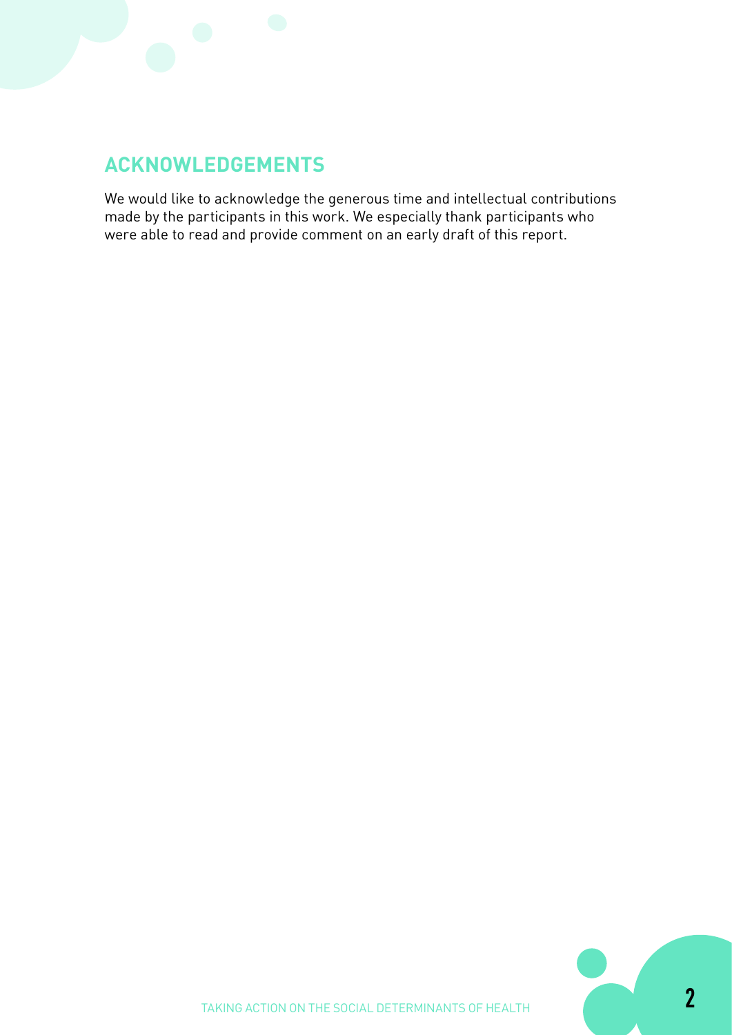## ACKNOWLEDGEMENTS

We would like to acknowledge the generous time and intellectual contributions made by the participants in this work. We especially thank participants who were able to read and provide comment on an early draft of this report.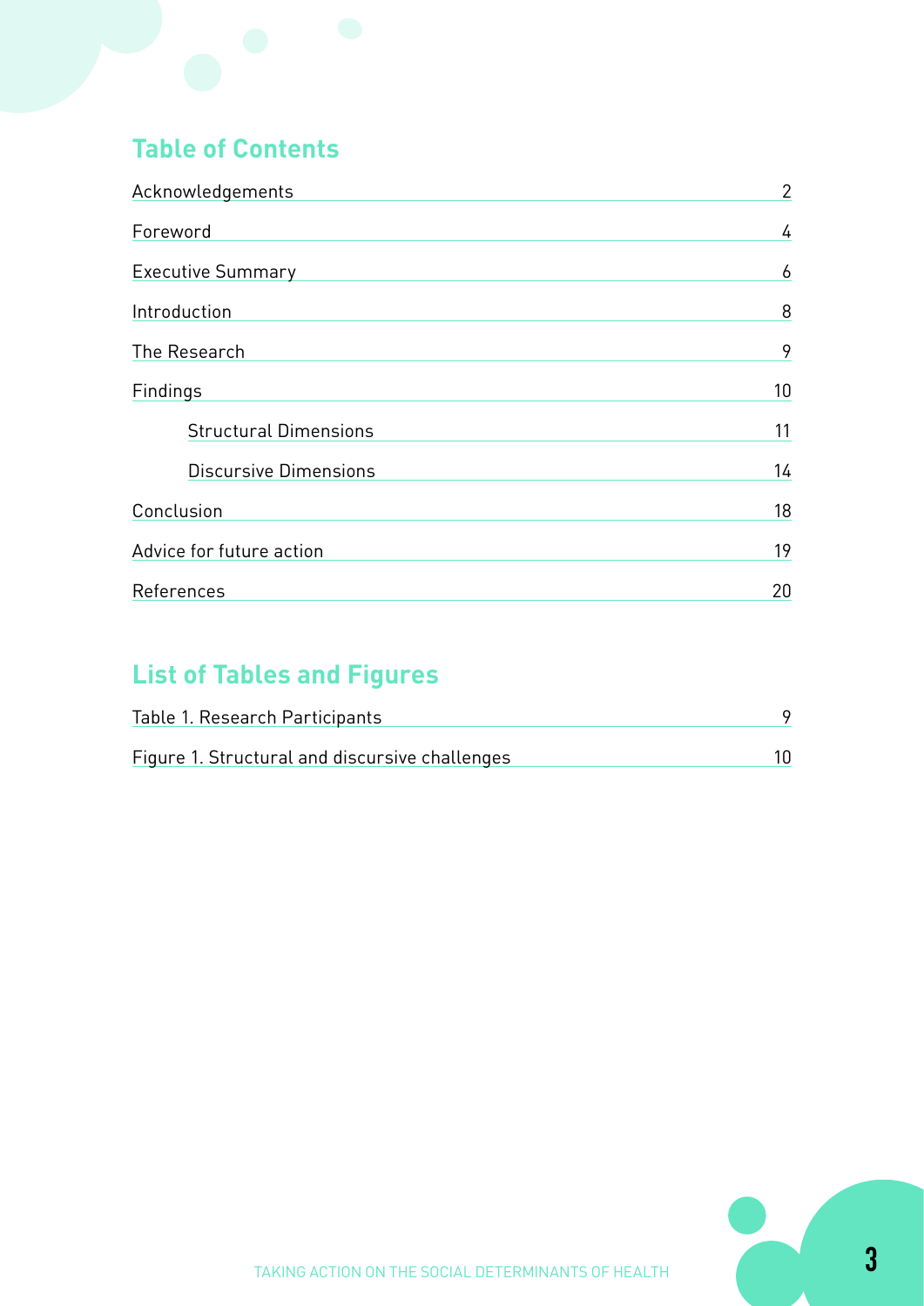## Table of Contents

| | |
|---|---|
| Acknowledgements | 2 |
| Foreword | 4 |
| Executive Summary | 6 |
| Introduction | 8 |
| The Research | 9 |
| Findings | 10 |
| Structural Dimensions | 11 |
| Discursive Dimensions | 14 |
| Conclusion | 18 |
| Advice for future action | 19 |
| References | 20 |

## List of Tables and Figures

| | |
|---|---|
| Table 1. Research Participants | 9 |
| Figure 1. Structural and discursive challenges | 10 |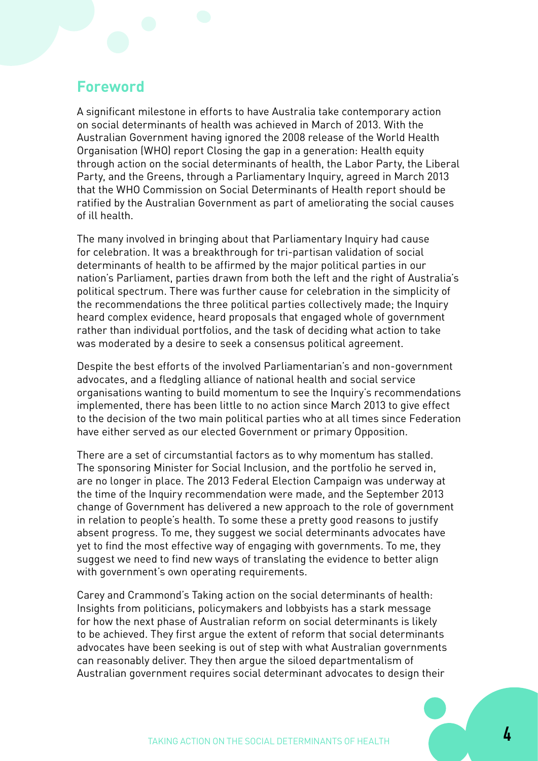## Foreword

A significant milestone in efforts to have Australia take contemporary action on social determinants of health was achieved in March of 2013. With the Australian Government having ignored the 2008 release of the World Health Organisation (WHO) report Closing the gap in a generation: Health equity through action on the social determinants of health, the Labor Party, the Liberal Party, and the Greens, through a Parliamentary Inquiry, agreed in March 2013 that the WHO Commission on Social Determinants of Health report should be ratified by the Australian Government as part of ameliorating the social causes of ill health.

The many involved in bringing about that Parliamentary Inquiry had cause for celebration. It was a breakthrough for tri-partisan validation of social determinants of health to be affirmed by the major political parties in our nation's Parliament, parties drawn from both the left and the right of Australia's political spectrum. There was further cause for celebration in the simplicity of the recommendations the three political parties collectively made; the Inquiry heard complex evidence, heard proposals that engaged whole of government rather than individual portfolios, and the task of deciding what action to take was moderated by a desire to seek a consensus political agreement.

Despite the best efforts of the involved Parliamentarian's and non-government advocates, and a fledgling alliance of national health and social service organisations wanting to build momentum to see the Inquiry's recommendations implemented, there has been little to no action since March 2013 to give effect to the decision of the two main political parties who at all times since Federation have either served as our elected Government or primary Opposition.

There are a set of circumstantial factors as to why momentum has stalled. The sponsoring Minister for Social Inclusion, and the portfolio he served in, are no longer in place. The 2013 Federal Election Campaign was underway at the time of the Inquiry recommendation were made, and the September 2013 change of Government has delivered a new approach to the role of government in relation to people's health. To some these a pretty good reasons to justify absent progress. To me, they suggest we social determinants advocates have yet to find the most effective way of engaging with governments. To me, they suggest we need to find new ways of translating the evidence to better align with government's own operating requirements.

Carey and Crammond's Taking action on the social determinants of health: Insights from politicians, policymakers and lobbyists has a stark message for how the next phase of Australian reform on social determinants is likely to be achieved. They first argue the extent of reform that social determinants advocates have been seeking is out of step with what Australian governments can reasonably deliver. They then argue the siloed departmentalism of Australian government requires social determinant advocates to design their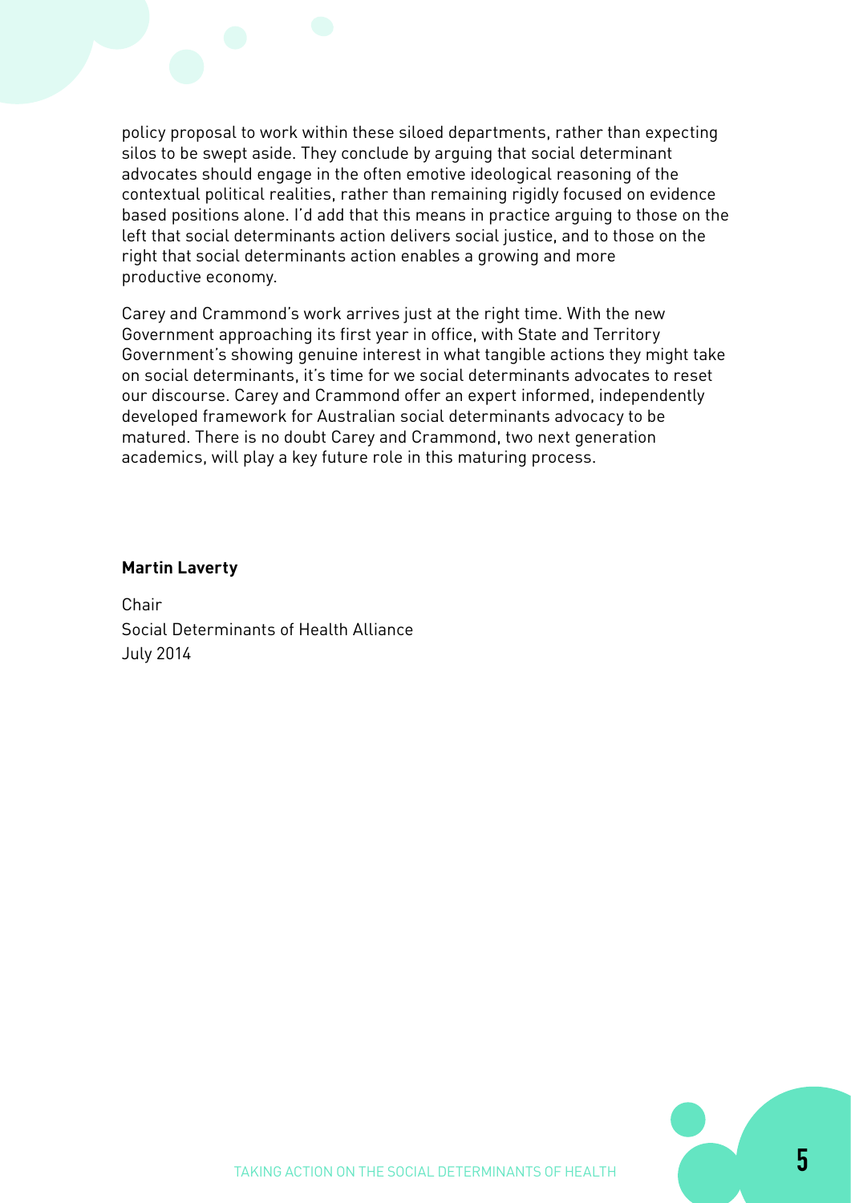policy proposal to work within these siloed departments, rather than expecting silos to be swept aside. They conclude by arguing that social determinant advocates should engage in the often emotive ideological reasoning of the contextual political realities, rather than remaining rigidly focused on evidence based positions alone. I'd add that this means in practice arguing to those on the left that social determinants action delivers social justice, and to those on the right that social determinants action enables a growing and more productive economy.

Carey and Crammond's work arrives just at the right time. With the new Government approaching its first year in office, with State and Territory Government's showing genuine interest in what tangible actions they might take on social determinants, it's time for we social determinants advocates to reset our discourse. Carey and Crammond offer an expert informed, independently developed framework for Australian social determinants advocacy to be matured. There is no doubt Carey and Crammond, two next generation academics, will play a key future role in this maturing process.

**Martin Laverty**

Chair
Social Determinants of Health Alliance
July 2014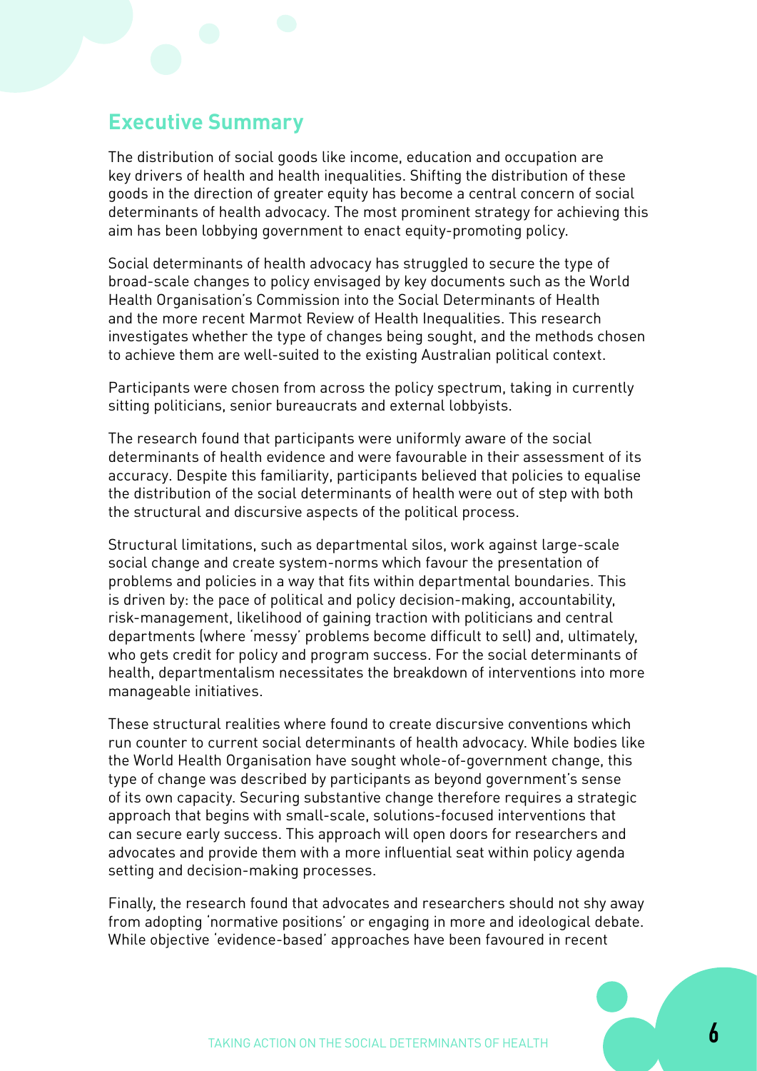## Executive Summary

The distribution of social goods like income, education and occupation are key drivers of health and health inequalities. Shifting the distribution of these goods in the direction of greater equity has become a central concern of social determinants of health advocacy. The most prominent strategy for achieving this aim has been lobbying government to enact equity-promoting policy.

Social determinants of health advocacy has struggled to secure the type of broad-scale changes to policy envisaged by key documents such as the World Health Organisation's Commission into the Social Determinants of Health and the more recent Marmot Review of Health Inequalities. This research investigates whether the type of changes being sought, and the methods chosen to achieve them are well-suited to the existing Australian political context.

Participants were chosen from across the policy spectrum, taking in currently sitting politicians, senior bureaucrats and external lobbyists.

The research found that participants were uniformly aware of the social determinants of health evidence and were favourable in their assessment of its accuracy. Despite this familiarity, participants believed that policies to equalise the distribution of the social determinants of health were out of step with both the structural and discursive aspects of the political process.

Structural limitations, such as departmental silos, work against large-scale social change and create system-norms which favour the presentation of problems and policies in a way that fits within departmental boundaries. This is driven by: the pace of political and policy decision-making, accountability, risk-management, likelihood of gaining traction with politicians and central departments (where 'messy' problems become difficult to sell) and, ultimately, who gets credit for policy and program success. For the social determinants of health, departmentalism necessitates the breakdown of interventions into more manageable initiatives.

These structural realities where found to create discursive conventions which run counter to current social determinants of health advocacy. While bodies like the World Health Organisation have sought whole-of-government change, this type of change was described by participants as beyond government's sense of its own capacity. Securing substantive change therefore requires a strategic approach that begins with small-scale, solutions-focused interventions that can secure early success. This approach will open doors for researchers and advocates and provide them with a more influential seat within policy agenda setting and decision-making processes.

Finally, the research found that advocates and researchers should not shy away from adopting 'normative positions' or engaging in more and ideological debate. While objective 'evidence-based' approaches have been favoured in recent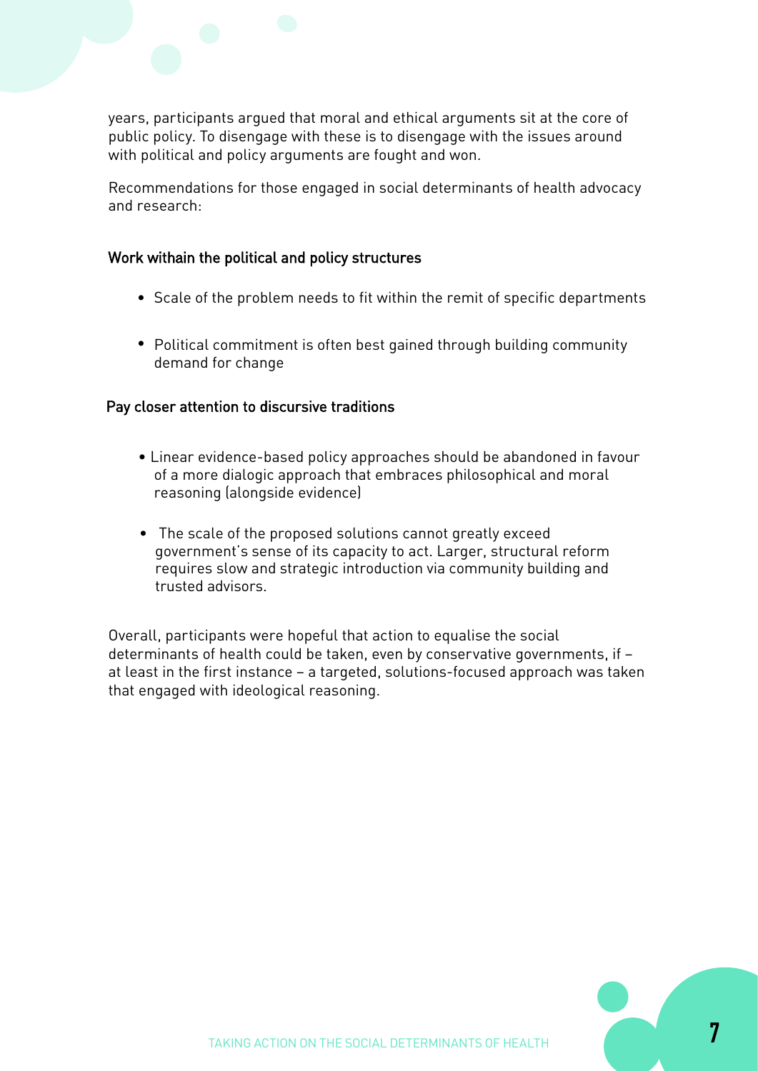years, participants argued that moral and ethical arguments sit at the core of public policy. To disengage with these is to disengage with the issues around with political and policy arguments are fought and won.

Recommendations for those engaged in social determinants of health advocacy and research:

### Work withain the political and policy structures

- Scale of the problem needs to fit within the remit of specific departments
- Political commitment is often best gained through building community demand for change

### Pay closer attention to discursive traditions

- Linear evidence-based policy approaches should be abandoned in favour of a more dialogic approach that embraces philosophical and moral reasoning (alongside evidence)
- The scale of the proposed solutions cannot greatly exceed government's sense of its capacity to act. Larger, structural reform requires slow and strategic introduction via community building and trusted advisors.

Overall, participants were hopeful that action to equalise the social determinants of health could be taken, even by conservative governments, if – at least in the first instance – a targeted, solutions-focused approach was taken that engaged with ideological reasoning.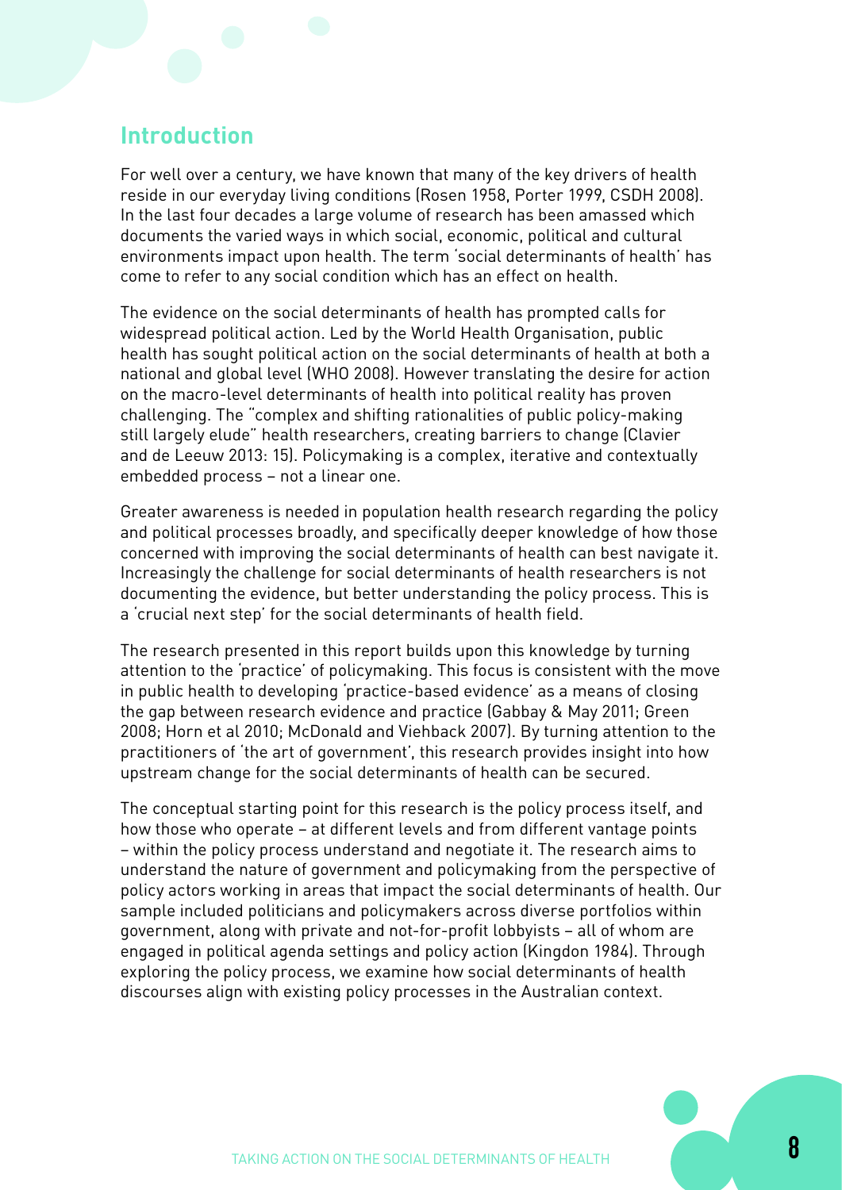## Introduction

For well over a century, we have known that many of the key drivers of health reside in our everyday living conditions (Rosen 1958, Porter 1999, CSDH 2008). In the last four decades a large volume of research has been amassed which documents the varied ways in which social, economic, political and cultural environments impact upon health. The term 'social determinants of health' has come to refer to any social condition which has an effect on health.

The evidence on the social determinants of health has prompted calls for widespread political action. Led by the World Health Organisation, public health has sought political action on the social determinants of health at both a national and global level (WHO 2008). However translating the desire for action on the macro-level determinants of health into political reality has proven challenging. The "complex and shifting rationalities of public policy-making still largely elude" health researchers, creating barriers to change (Clavier and de Leeuw 2013: 15). Policymaking is a complex, iterative and contextually embedded process – not a linear one.

Greater awareness is needed in population health research regarding the policy and political processes broadly, and specifically deeper knowledge of how those concerned with improving the social determinants of health can best navigate it. Increasingly the challenge for social determinants of health researchers is not documenting the evidence, but better understanding the policy process. This is a 'crucial next step' for the social determinants of health field.

The research presented in this report builds upon this knowledge by turning attention to the 'practice' of policymaking. This focus is consistent with the move in public health to developing 'practice-based evidence' as a means of closing the gap between research evidence and practice (Gabbay & May 2011; Green 2008; Horn et al 2010; McDonald and Viehback 2007). By turning attention to the practitioners of 'the art of government', this research provides insight into how upstream change for the social determinants of health can be secured.

The conceptual starting point for this research is the policy process itself, and how those who operate – at different levels and from different vantage points – within the policy process understand and negotiate it. The research aims to understand the nature of government and policymaking from the perspective of policy actors working in areas that impact the social determinants of health. Our sample included politicians and policymakers across diverse portfolios within government, along with private and not-for-profit lobbyists – all of whom are engaged in political agenda settings and policy action (Kingdon 1984). Through exploring the policy process, we examine how social determinants of health discourses align with existing policy processes in the Australian context.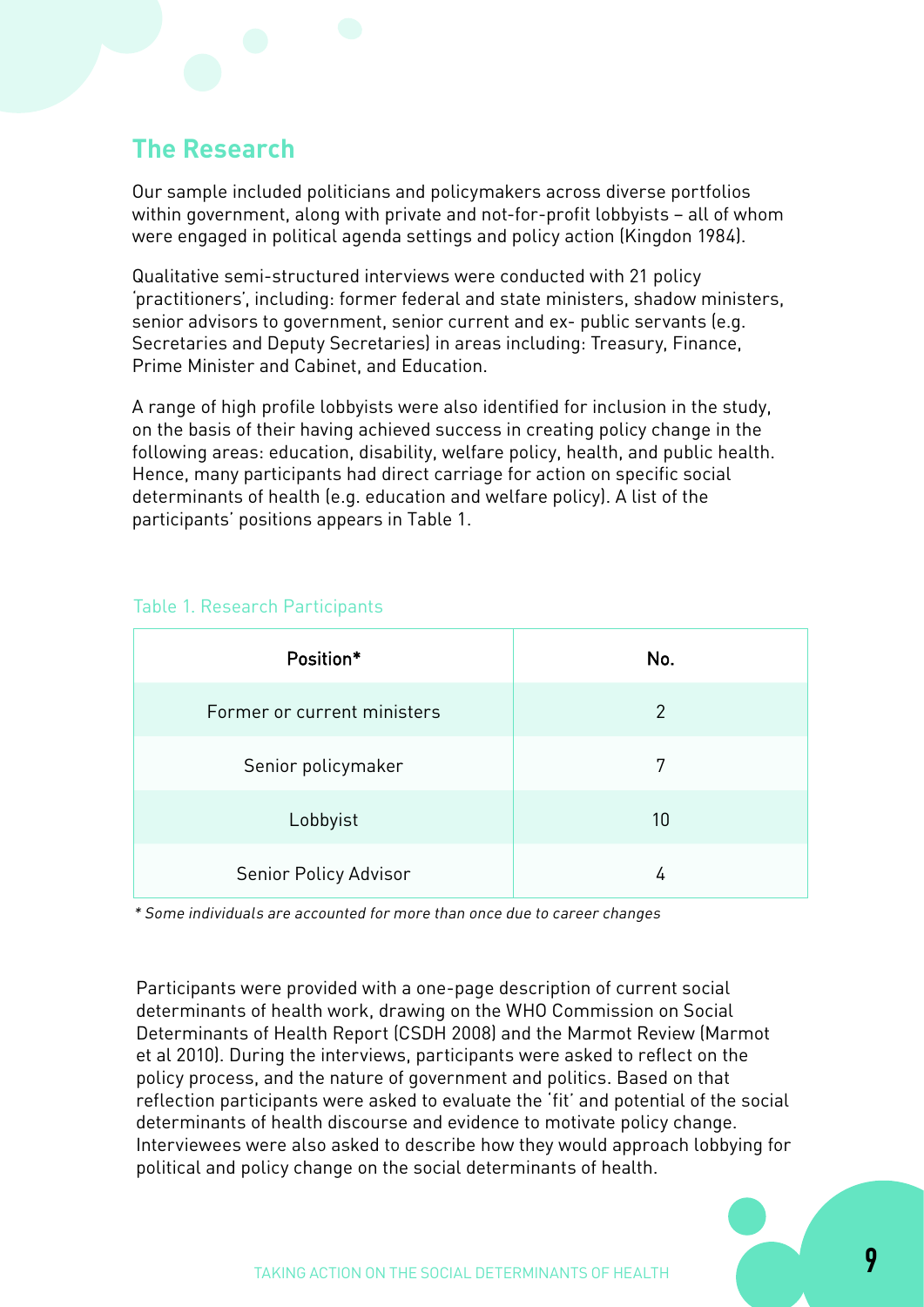## The Research

Our sample included politicians and policymakers across diverse portfolios within government, along with private and not-for-profit lobbyists – all of whom were engaged in political agenda settings and policy action (Kingdon 1984).

Qualitative semi-structured interviews were conducted with 21 policy 'practitioners', including: former federal and state ministers, shadow ministers, senior advisors to government, senior current and ex- public servants (e.g. Secretaries and Deputy Secretaries) in areas including: Treasury, Finance, Prime Minister and Cabinet, and Education.

A range of high profile lobbyists were also identified for inclusion in the study, on the basis of their having achieved success in creating policy change in the following areas: education, disability, welfare policy, health, and public health. Hence, many participants had direct carriage for action on specific social determinants of health (e.g. education and welfare policy). A list of the participants' positions appears in Table 1.

Table 1. Research Participants

| Position* | No. |
|---|---|
| Former or current ministers | 2 |
| Senior policymaker | 7 |
| Lobbyist | 10 |
| Senior Policy Advisor | 4 |

*\* Some individuals are accounted for more than once due to career changes*

Participants were provided with a one-page description of current social determinants of health work, drawing on the WHO Commission on Social Determinants of Health Report (CSDH 2008) and the Marmot Review (Marmot et al 2010). During the interviews, participants were asked to reflect on the policy process, and the nature of government and politics. Based on that reflection participants were asked to evaluate the 'fit' and potential of the social determinants of health discourse and evidence to motivate policy change. Interviewees were also asked to describe how they would approach lobbying for political and policy change on the social determinants of health.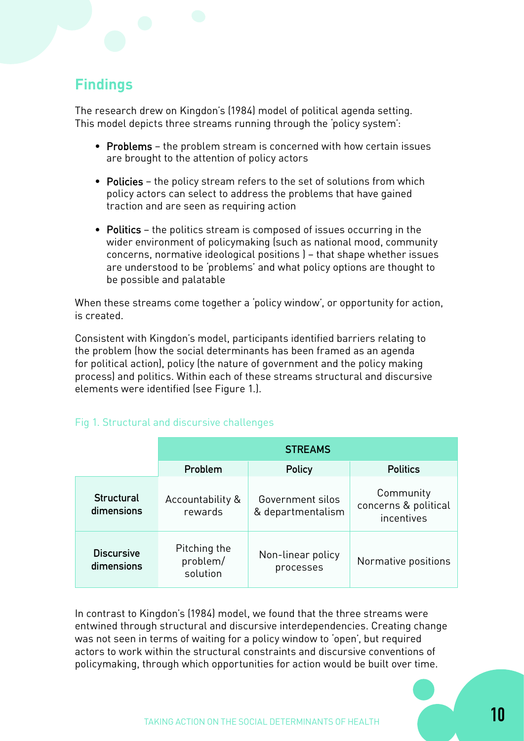## Findings

The research drew on Kingdon's (1984) model of political agenda setting. This model depicts three streams running through the 'policy system':

- **Problems** – the problem stream is concerned with how certain issues are brought to the attention of policy actors
- **Policies** – the policy stream refers to the set of solutions from which policy actors can select to address the problems that have gained traction and are seen as requiring action
- **Politics** – the politics stream is composed of issues occurring in the wider environment of policymaking (such as national mood, community concerns, normative ideological positions ) – that shape whether issues are understood to be 'problems' and what policy options are thought to be possible and palatable

When these streams come together a 'policy window', or opportunity for action, is created.

Consistent with Kingdon's model, participants identified barriers relating to the problem (how the social determinants has been framed as an agenda for political action), policy (the nature of government and the policy making process) and politics. Within each of these streams structural and discursive elements were identified (see Figure 1.).

Fig 1. Structural and discursive challenges

| | STREAMS | | |
|---|---|---|---|
| | **Problem** | **Policy** | **Politics** |
| **Structural dimensions** | Accountability & rewards | Government silos & departmentalism | Community concerns & political incentives |
| **Discursive dimensions** | Pitching the problem/ solution | Non-linear policy processes | Normative positions |

In contrast to Kingdon's (1984) model, we found that the three streams were entwined through structural and discursive interdependencies. Creating change was not seen in terms of waiting for a policy window to 'open', but required actors to work within the structural constraints and discursive conventions of policymaking, through which opportunities for action would be built over time.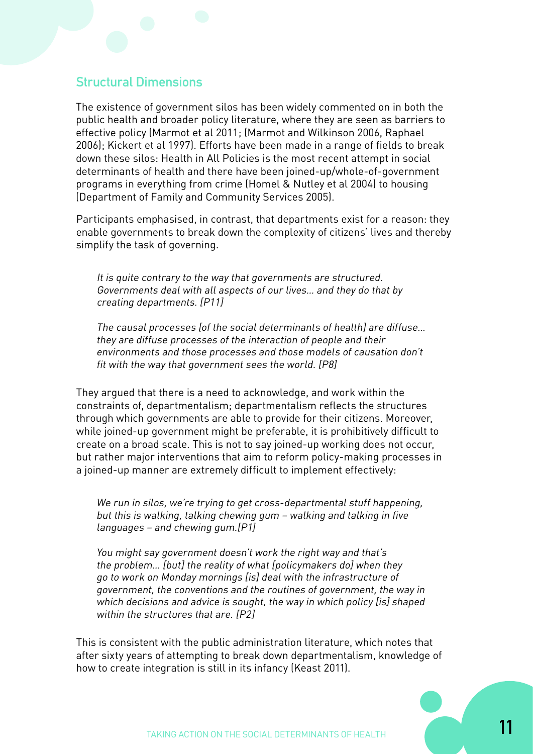## Structural Dimensions

The existence of government silos has been widely commented on in both the public health and broader policy literature, where they are seen as barriers to effective policy (Marmot et al 2011; (Marmot and Wilkinson 2006, Raphael 2006); Kickert et al 1997). Efforts have been made in a range of fields to break down these silos: Health in All Policies is the most recent attempt in social determinants of health and there have been joined-up/whole-of-government programs in everything from crime (Homel & Nutley et al 2004) to housing (Department of Family and Community Services 2005).

Participants emphasised, in contrast, that departments exist for a reason: they enable governments to break down the complexity of citizens' lives and thereby simplify the task of governing.

> *It is quite contrary to the way that governments are structured. Governments deal with all aspects of our lives… and they do that by creating departments. [P11]*

> *The causal processes [of the social determinants of health] are diffuse… they are diffuse processes of the interaction of people and their environments and those processes and those models of causation don't fit with the way that government sees the world. [P8]*

They argued that there is a need to acknowledge, and work within the constraints of, departmentalism; departmentalism reflects the structures through which governments are able to provide for their citizens. Moreover, while joined-up government might be preferable, it is prohibitively difficult to create on a broad scale. This is not to say joined-up working does not occur, but rather major interventions that aim to reform policy-making processes in a joined-up manner are extremely difficult to implement effectively:

> *We run in silos, we're trying to get cross-departmental stuff happening, but this is walking, talking chewing gum – walking and talking in five languages – and chewing gum.[P1]*

> *You might say government doesn't work the right way and that's the problem… [but] the reality of what [policymakers do] when they go to work on Monday mornings [is] deal with the infrastructure of government, the conventions and the routines of government, the way in which decisions and advice is sought, the way in which policy [is] shaped within the structures that are. [P2]*

This is consistent with the public administration literature, which notes that after sixty years of attempting to break down departmentalism, knowledge of how to create integration is still in its infancy (Keast 2011).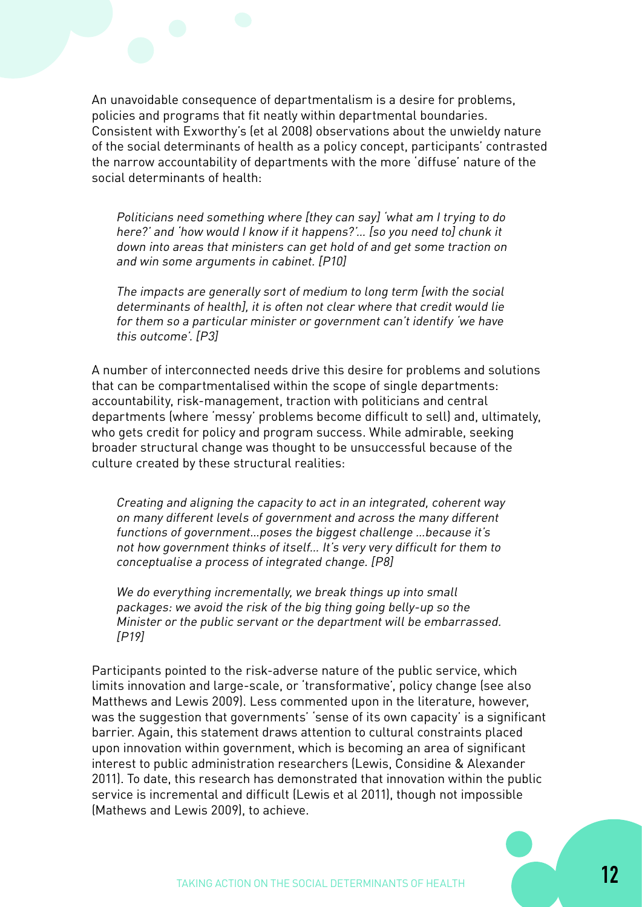An unavoidable consequence of departmentalism is a desire for problems, policies and programs that fit neatly within departmental boundaries. Consistent with Exworthy's (et al 2008) observations about the unwieldy nature of the social determinants of health as a policy concept, participants' contrasted the narrow accountability of departments with the more 'diffuse' nature of the social determinants of health:

> *Politicians need something where [they can say] 'what am I trying to do here?' and 'how would I know if it happens?'... [so you need to] chunk it down into areas that ministers can get hold of and get some traction on and win some arguments in cabinet. [P10]*

> *The impacts are generally sort of medium to long term [with the social determinants of health], it is often not clear where that credit would lie for them so a particular minister or government can't identify 'we have this outcome'. [P3]*

A number of interconnected needs drive this desire for problems and solutions that can be compartmentalised within the scope of single departments: accountability, risk-management, traction with politicians and central departments (where 'messy' problems become difficult to sell) and, ultimately, who gets credit for policy and program success. While admirable, seeking broader structural change was thought to be unsuccessful because of the culture created by these structural realities:

> *Creating and aligning the capacity to act in an integrated, coherent way on many different levels of government and across the many different functions of government...poses the biggest challenge ...because it's not how government thinks of itself... It's very very difficult for them to conceptualise a process of integrated change. [P8]*

> *We do everything incrementally, we break things up into small packages: we avoid the risk of the big thing going belly-up so the Minister or the public servant or the department will be embarrassed. [P19]*

Participants pointed to the risk-adverse nature of the public service, which limits innovation and large-scale, or 'transformative', policy change (see also Matthews and Lewis 2009). Less commented upon in the literature, however, was the suggestion that governments' 'sense of its own capacity' is a significant barrier. Again, this statement draws attention to cultural constraints placed upon innovation within government, which is becoming an area of significant interest to public administration researchers (Lewis, Considine & Alexander 2011). To date, this research has demonstrated that innovation within the public service is incremental and difficult (Lewis et al 2011), though not impossible (Mathews and Lewis 2009), to achieve.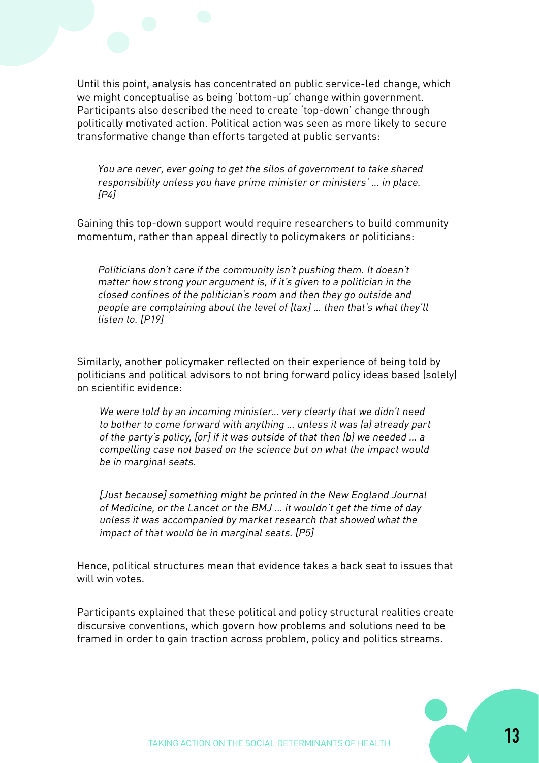Until this point, analysis has concentrated on public service-led change, which we might conceptualise as being 'bottom-up' change within government. Participants also described the need to create 'top-down' change through politically motivated action. Political action was seen as more likely to secure transformative change than efforts targeted at public servants:

> *You are never, ever going to get the silos of government to take shared responsibility unless you have prime minister or ministers' ... in place. [P4]*

Gaining this top-down support would require researchers to build community momentum, rather than appeal directly to policymakers or politicians:

> *Politicians don't care if the community isn't pushing them. It doesn't matter how strong your argument is, if it's given to a politician in the closed confines of the politician's room and then they go outside and people are complaining about the level of [tax] ... then that's what they'll listen to. [P19]*

Similarly, another policymaker reflected on their experience of being told by politicians and political advisors to not bring forward policy ideas based (solely) on scientific evidence:

> *We were told by an incoming minister... very clearly that we didn't need to bother to come forward with anything ... unless it was (a) already part of the party's policy, [or] if it was outside of that then (b) we needed ... a compelling case not based on the science but on what the impact would be in marginal seats.*
>
> *[Just because] something might be printed in the New England Journal of Medicine, or the Lancet or the BMJ ... it wouldn't get the time of day unless it was accompanied by market research that showed what the impact of that would be in marginal seats. [P5]*

Hence, political structures mean that evidence takes a back seat to issues that will win votes.

Participants explained that these political and policy structural realities create discursive conventions, which govern how problems and solutions need to be framed in order to gain traction across problem, policy and politics streams.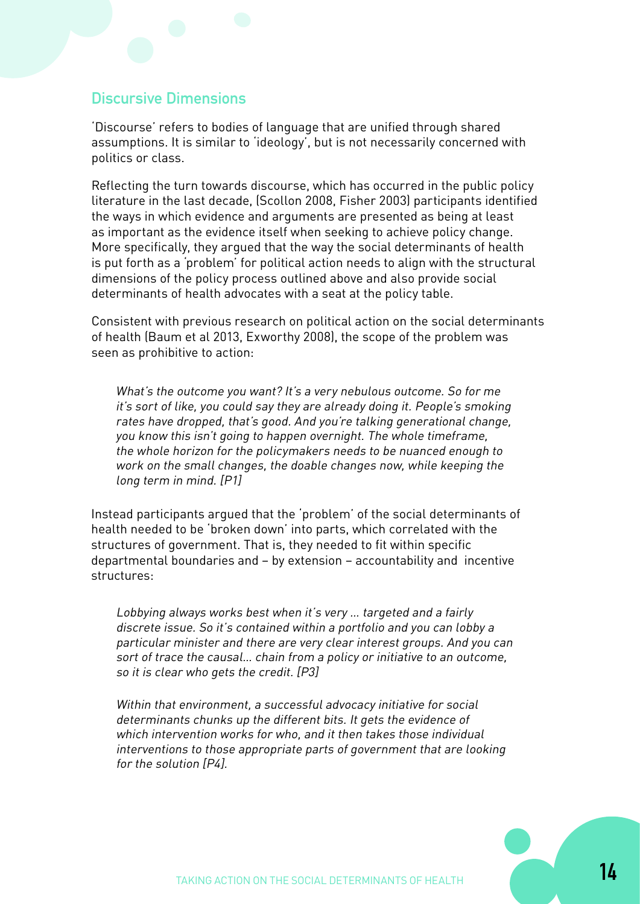## Discursive Dimensions

'Discourse' refers to bodies of language that are unified through shared assumptions. It is similar to 'ideology', but is not necessarily concerned with politics or class.

Reflecting the turn towards discourse, which has occurred in the public policy literature in the last decade, (Scollon 2008, Fisher 2003) participants identified the ways in which evidence and arguments are presented as being at least as important as the evidence itself when seeking to achieve policy change. More specifically, they argued that the way the social determinants of health is put forth as a 'problem' for political action needs to align with the structural dimensions of the policy process outlined above and also provide social determinants of health advocates with a seat at the policy table.

Consistent with previous research on political action on the social determinants of health (Baum et al 2013, Exworthy 2008), the scope of the problem was seen as prohibitive to action:

> *What's the outcome you want? It's a very nebulous outcome. So for me it's sort of like, you could say they are already doing it. People's smoking rates have dropped, that's good. And you're talking generational change, you know this isn't going to happen overnight. The whole timeframe, the whole horizon for the policymakers needs to be nuanced enough to work on the small changes, the doable changes now, while keeping the long term in mind. [P1]*

Instead participants argued that the 'problem' of the social determinants of health needed to be 'broken down' into parts, which correlated with the structures of government. That is, they needed to fit within specific departmental boundaries and – by extension – accountability and incentive structures:

> *Lobbying always works best when it's very … targeted and a fairly discrete issue. So it's contained within a portfolio and you can lobby a particular minister and there are very clear interest groups. And you can sort of trace the causal… chain from a policy or initiative to an outcome, so it is clear who gets the credit. [P3]*

> *Within that environment, a successful advocacy initiative for social determinants chunks up the different bits. It gets the evidence of which intervention works for who, and it then takes those individual interventions to those appropriate parts of government that are looking for the solution [P4].*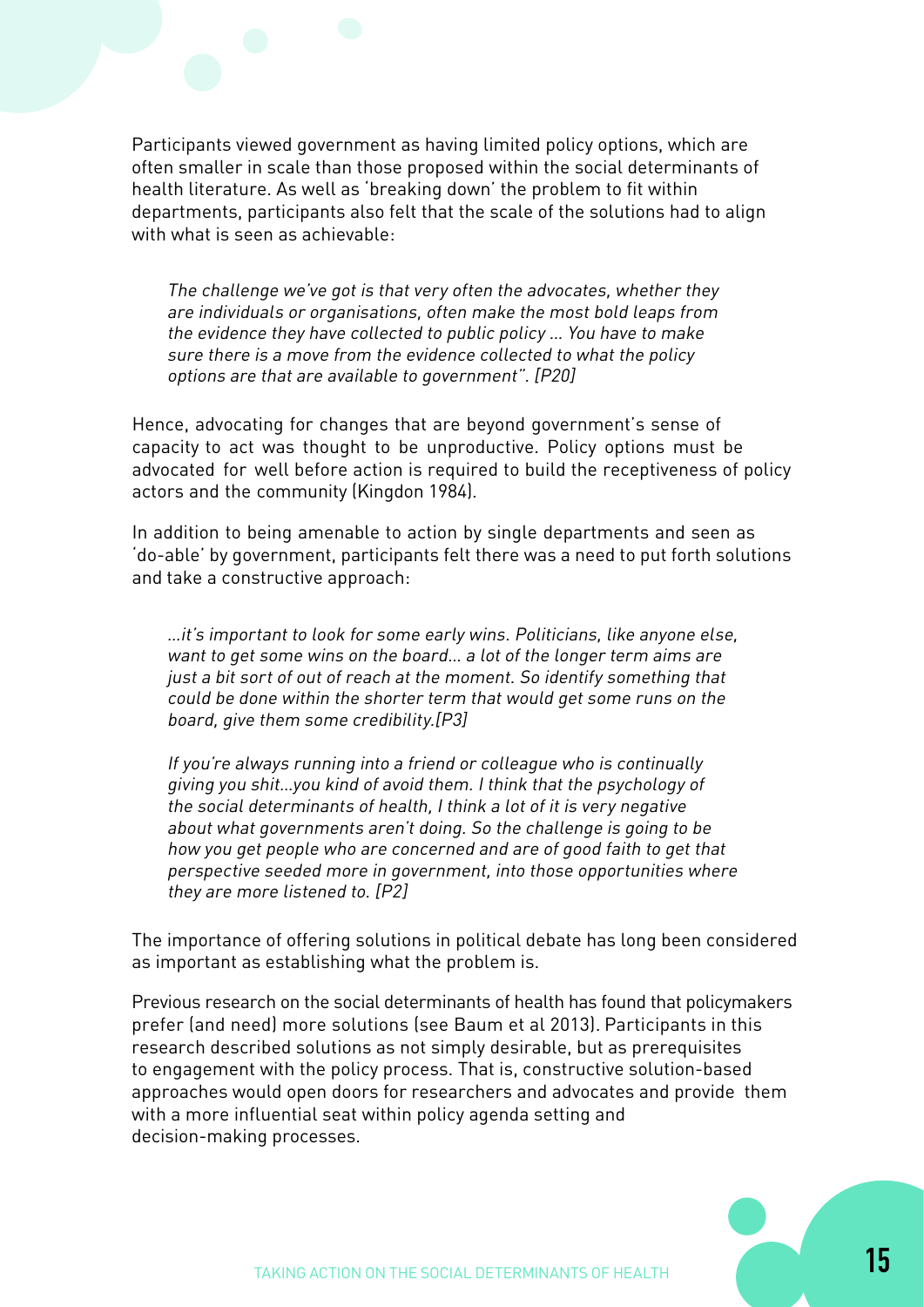Participants viewed government as having limited policy options, which are often smaller in scale than those proposed within the social determinants of health literature. As well as 'breaking down' the problem to fit within departments, participants also felt that the scale of the solutions had to align with what is seen as achievable:

> *The challenge we've got is that very often the advocates, whether they are individuals or organisations, often make the most bold leaps from the evidence they have collected to public policy ... You have to make sure there is a move from the evidence collected to what the policy options are that are available to government". [P20]*

Hence, advocating for changes that are beyond government's sense of capacity to act was thought to be unproductive. Policy options must be advocated for well before action is required to build the receptiveness of policy actors and the community (Kingdon 1984).

In addition to being amenable to action by single departments and seen as 'do-able' by government, participants felt there was a need to put forth solutions and take a constructive approach:

> *...it's important to look for some early wins. Politicians, like anyone else, want to get some wins on the board... a lot of the longer term aims are just a bit sort of out of reach at the moment. So identify something that could be done within the shorter term that would get some runs on the board, give them some credibility.[P3]*

> *If you're always running into a friend or colleague who is continually giving you shit...you kind of avoid them. I think that the psychology of the social determinants of health, I think a lot of it is very negative about what governments aren't doing. So the challenge is going to be how you get people who are concerned and are of good faith to get that perspective seeded more in government, into those opportunities where they are more listened to. [P2]*

The importance of offering solutions in political debate has long been considered as important as establishing what the problem is.

Previous research on the social determinants of health has found that policymakers prefer (and need) more solutions (see Baum et al 2013). Participants in this research described solutions as not simply desirable, but as prerequisites to engagement with the policy process. That is, constructive solution-based approaches would open doors for researchers and advocates and provide them with a more influential seat within policy agenda setting and decision-making processes.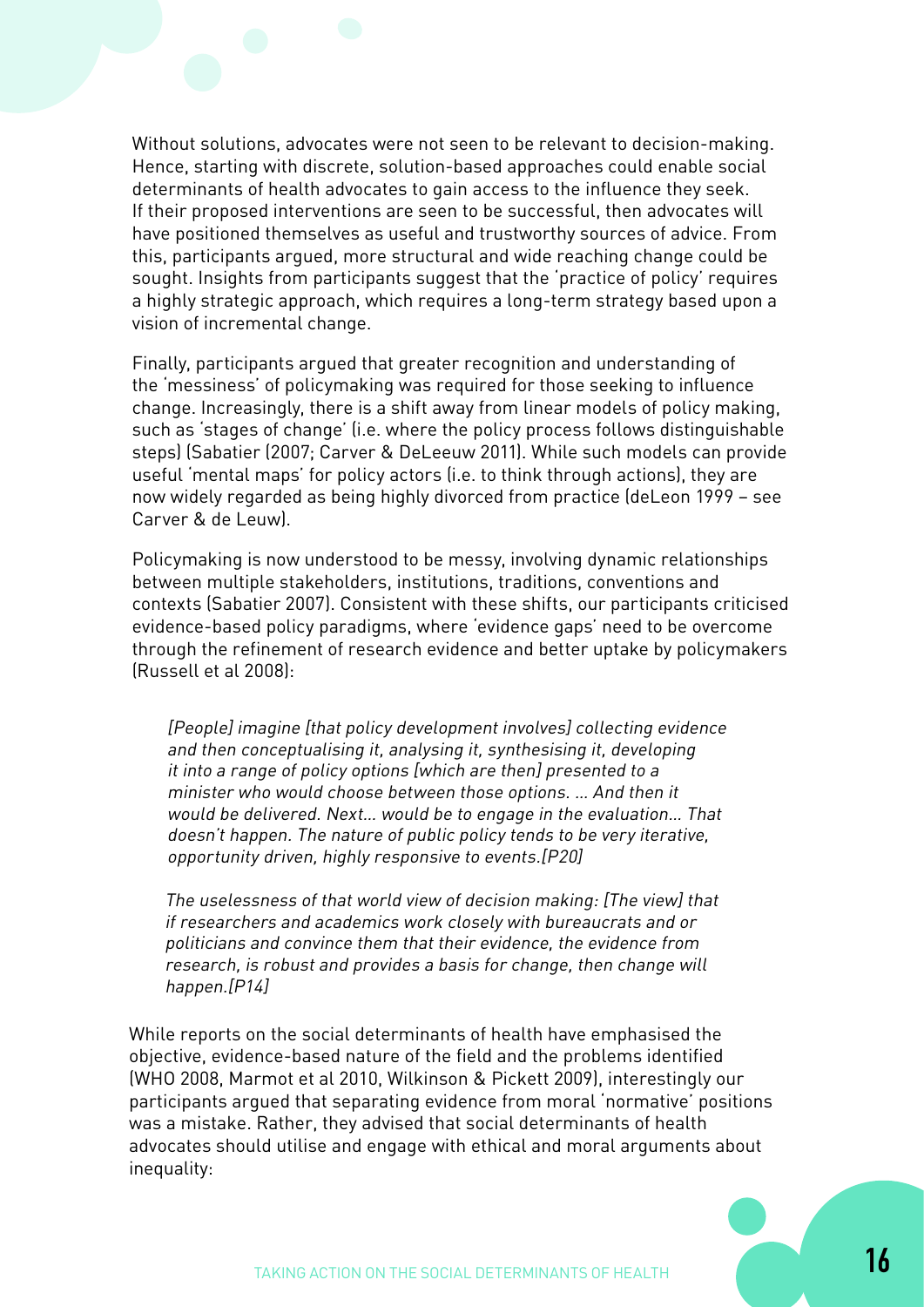Without solutions, advocates were not seen to be relevant to decision-making. Hence, starting with discrete, solution-based approaches could enable social determinants of health advocates to gain access to the influence they seek. If their proposed interventions are seen to be successful, then advocates will have positioned themselves as useful and trustworthy sources of advice. From this, participants argued, more structural and wide reaching change could be sought. Insights from participants suggest that the 'practice of policy' requires a highly strategic approach, which requires a long-term strategy based upon a vision of incremental change.

Finally, participants argued that greater recognition and understanding of the 'messiness' of policymaking was required for those seeking to influence change. Increasingly, there is a shift away from linear models of policy making, such as 'stages of change' (i.e. where the policy process follows distinguishable steps) (Sabatier (2007; Carver & DeLeeuw 2011). While such models can provide useful 'mental maps' for policy actors (i.e. to think through actions), they are now widely regarded as being highly divorced from practice (deLeon 1999 – see Carver & de Leuw).

Policymaking is now understood to be messy, involving dynamic relationships between multiple stakeholders, institutions, traditions, conventions and contexts (Sabatier 2007). Consistent with these shifts, our participants criticised evidence-based policy paradigms, where 'evidence gaps' need to be overcome through the refinement of research evidence and better uptake by policymakers (Russell et al 2008):

> *[People] imagine [that policy development involves] collecting evidence and then conceptualising it, analysing it, synthesising it, developing it into a range of policy options [which are then] presented to a minister who would choose between those options. ... And then it would be delivered. Next... would be to engage in the evaluation... That doesn't happen. The nature of public policy tends to be very iterative, opportunity driven, highly responsive to events.[P20]*

> *The uselessness of that world view of decision making: [The view] that if researchers and academics work closely with bureaucrats and or politicians and convince them that their evidence, the evidence from research, is robust and provides a basis for change, then change will happen.[P14]*

While reports on the social determinants of health have emphasised the objective, evidence-based nature of the field and the problems identified (WHO 2008, Marmot et al 2010, Wilkinson & Pickett 2009), interestingly our participants argued that separating evidence from moral 'normative' positions was a mistake. Rather, they advised that social determinants of health advocates should utilise and engage with ethical and moral arguments about inequality: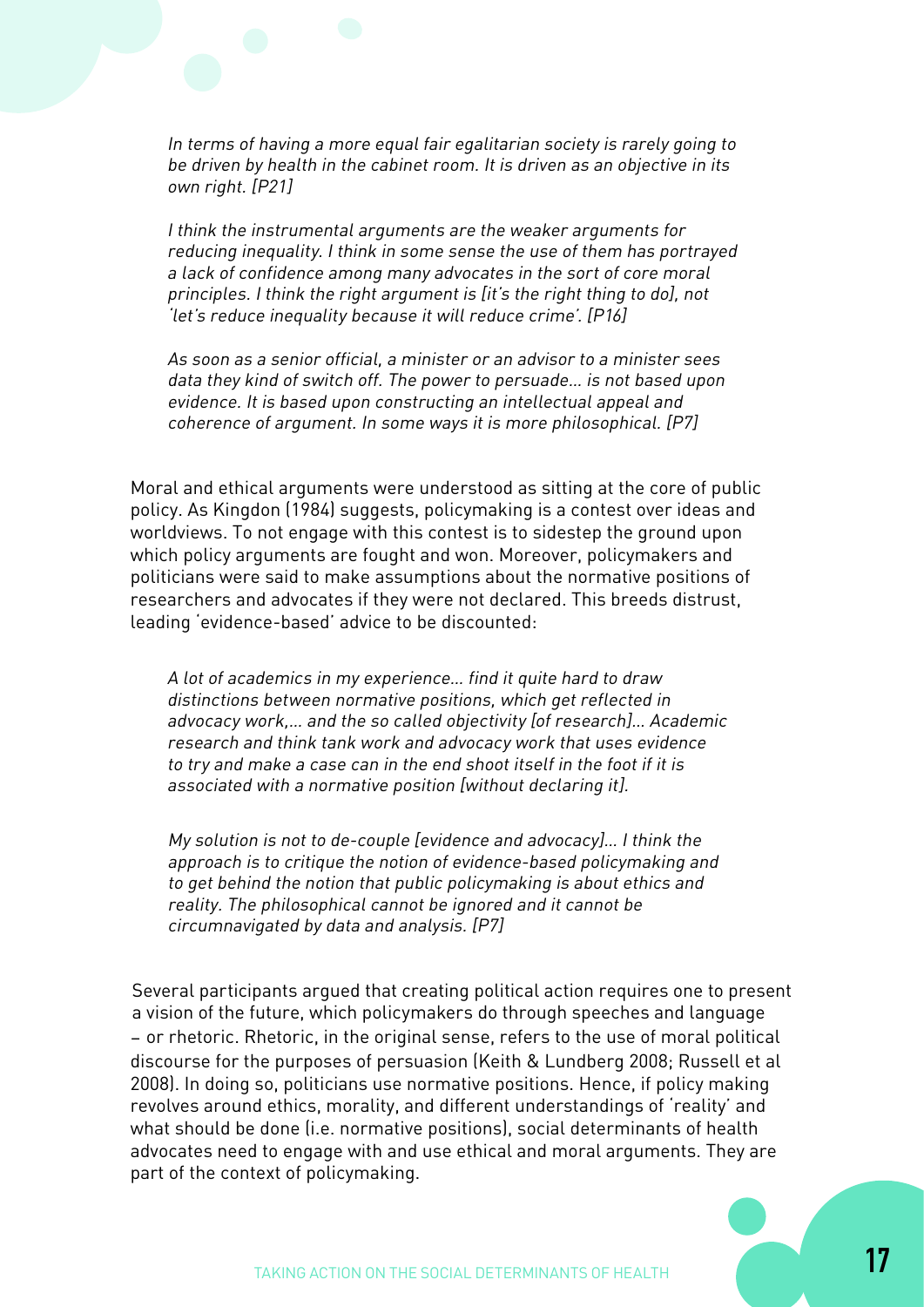*In terms of having a more equal fair egalitarian society is rarely going to be driven by health in the cabinet room. It is driven as an objective in its own right. [P21]*

*I think the instrumental arguments are the weaker arguments for reducing inequality. I think in some sense the use of them has portrayed a lack of confidence among many advocates in the sort of core moral principles. I think the right argument is [it's the right thing to do], not 'let's reduce inequality because it will reduce crime'. [P16]*

*As soon as a senior official, a minister or an advisor to a minister sees data they kind of switch off. The power to persuade… is not based upon evidence. It is based upon constructing an intellectual appeal and coherence of argument. In some ways it is more philosophical. [P7]*

Moral and ethical arguments were understood as sitting at the core of public policy. As Kingdon (1984) suggests, policymaking is a contest over ideas and worldviews. To not engage with this contest is to sidestep the ground upon which policy arguments are fought and won. Moreover, policymakers and politicians were said to make assumptions about the normative positions of researchers and advocates if they were not declared. This breeds distrust, leading 'evidence-based' advice to be discounted:

*A lot of academics in my experience… find it quite hard to draw distinctions between normative positions, which get reflected in advocacy work,… and the so called objectivity [of research]… Academic research and think tank work and advocacy work that uses evidence to try and make a case can in the end shoot itself in the foot if it is associated with a normative position [without declaring it].*

*My solution is not to de-couple [evidence and advocacy]… I think the approach is to critique the notion of evidence-based policymaking and to get behind the notion that public policymaking is about ethics and reality. The philosophical cannot be ignored and it cannot be circumnavigated by data and analysis. [P7]*

Several participants argued that creating political action requires one to present a vision of the future, which policymakers do through speeches and language – or rhetoric. Rhetoric, in the original sense, refers to the use of moral political discourse for the purposes of persuasion (Keith & Lundberg 2008; Russell et al 2008). In doing so, politicians use normative positions. Hence, if policy making revolves around ethics, morality, and different understandings of 'reality' and what should be done (i.e. normative positions), social determinants of health advocates need to engage with and use ethical and moral arguments. They are part of the context of policymaking.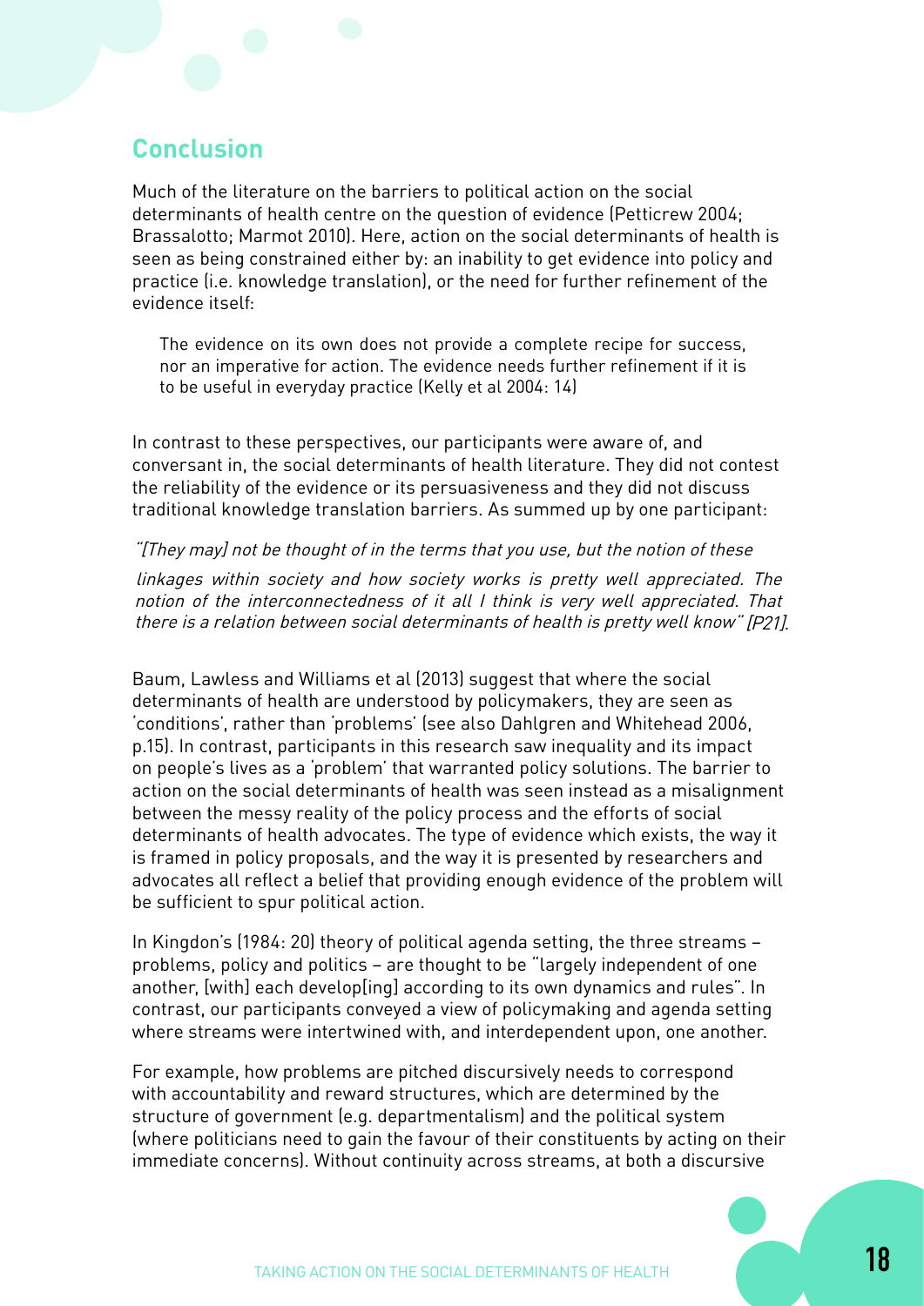## Conclusion

Much of the literature on the barriers to political action on the social determinants of health centre on the question of evidence (Petticrew 2004; Brassalotto; Marmot 2010). Here, action on the social determinants of health is seen as being constrained either by: an inability to get evidence into policy and practice (i.e. knowledge translation), or the need for further refinement of the evidence itself:

> The evidence on its own does not provide a complete recipe for success, nor an imperative for action. The evidence needs further refinement if it is to be useful in everyday practice (Kelly et al 2004: 14)

In contrast to these perspectives, our participants were aware of, and conversant in, the social determinants of health literature. They did not contest the reliability of the evidence or its persuasiveness and they did not discuss traditional knowledge translation barriers. As summed up by one participant:

> *"[They may] not be thought of in the terms that you use, but the notion of these linkages within society and how society works is pretty well appreciated. The notion of the interconnectedness of it all I think is very well appreciated. That there is a relation between social determinants of health is pretty well know" [P21].*

Baum, Lawless and Williams et al (2013) suggest that where the social determinants of health are understood by policymakers, they are seen as 'conditions', rather than 'problems' (see also Dahlgren and Whitehead 2006, p.15). In contrast, participants in this research saw inequality and its impact on people's lives as a 'problem' that warranted policy solutions. The barrier to action on the social determinants of health was seen instead as a misalignment between the messy reality of the policy process and the efforts of social determinants of health advocates. The type of evidence which exists, the way it is framed in policy proposals, and the way it is presented by researchers and advocates all reflect a belief that providing enough evidence of the problem will be sufficient to spur political action.

In Kingdon's (1984: 20) theory of political agenda setting, the three streams – problems, policy and politics – are thought to be "largely independent of one another, [with] each develop[ing] according to its own dynamics and rules". In contrast, our participants conveyed a view of policymaking and agenda setting where streams were intertwined with, and interdependent upon, one another.

For example, how problems are pitched discursively needs to correspond with accountability and reward structures, which are determined by the structure of government (e.g. departmentalism) and the political system (where politicians need to gain the favour of their constituents by acting on their immediate concerns). Without continuity across streams, at both a discursive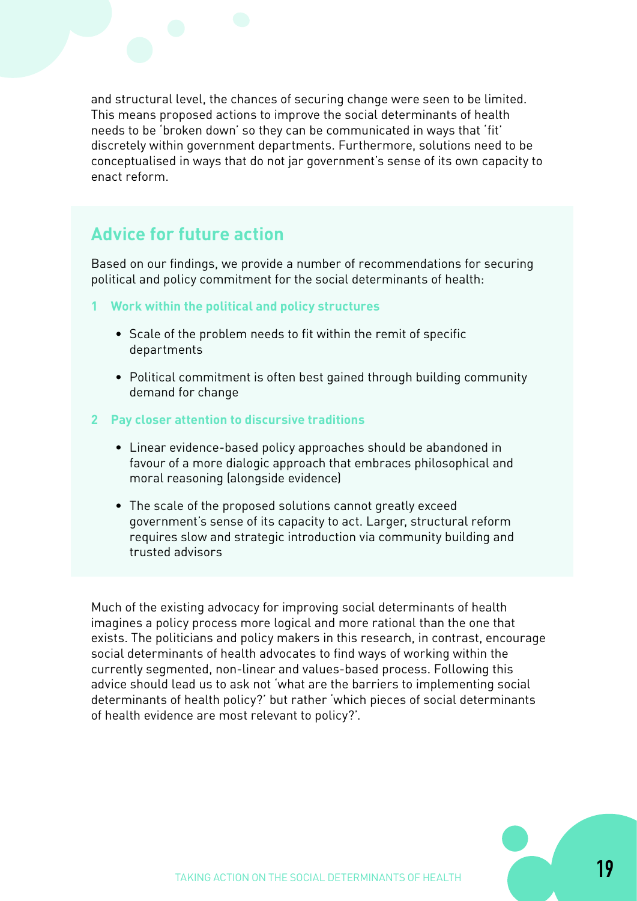and structural level, the chances of securing change were seen to be limited. This means proposed actions to improve the social determinants of health needs to be 'broken down' so they can be communicated in ways that 'fit' discretely within government departments. Furthermore, solutions need to be conceptualised in ways that do not jar government's sense of its own capacity to enact reform.

## Advice for future action

Based on our findings, we provide a number of recommendations for securing political and policy commitment for the social determinants of health:

### 1 Work within the political and policy structures

- Scale of the problem needs to fit within the remit of specific departments
- Political commitment is often best gained through building community demand for change

### 2 Pay closer attention to discursive traditions

- Linear evidence-based policy approaches should be abandoned in favour of a more dialogic approach that embraces philosophical and moral reasoning (alongside evidence)
- The scale of the proposed solutions cannot greatly exceed government's sense of its capacity to act. Larger, structural reform requires slow and strategic introduction via community building and trusted advisors

Much of the existing advocacy for improving social determinants of health imagines a policy process more logical and more rational than the one that exists. The politicians and policy makers in this research, in contrast, encourage social determinants of health advocates to find ways of working within the currently segmented, non-linear and values-based process. Following this advice should lead us to ask not 'what are the barriers to implementing social determinants of health policy?' but rather 'which pieces of social determinants of health evidence are most relevant to policy?'.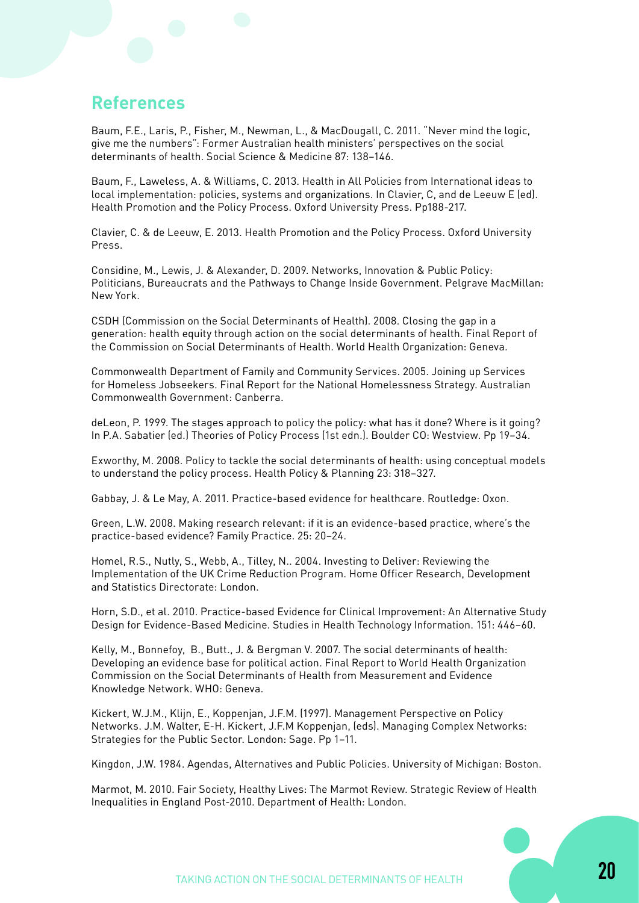## References

Baum, F.E., Laris, P., Fisher, M., Newman, L., & MacDougall, C. 2011. "Never mind the logic, give me the numbers": Former Australian health ministers' perspectives on the social determinants of health. Social Science & Medicine 87: 138–146.

Baum, F., Laweless, A. & Williams, C. 2013. Health in All Policies from International ideas to local implementation: policies, systems and organizations. In Clavier, C, and de Leeuw E (ed). Health Promotion and the Policy Process. Oxford University Press. Pp188-217.

Clavier, C. & de Leeuw, E. 2013. Health Promotion and the Policy Process. Oxford University Press.

Considine, M., Lewis, J. & Alexander, D. 2009. Networks, Innovation & Public Policy: Politicians, Bureaucrats and the Pathways to Change Inside Government. Pelgrave MacMillan: New York.

CSDH (Commission on the Social Determinants of Health). 2008. Closing the gap in a generation: health equity through action on the social determinants of health. Final Report of the Commission on Social Determinants of Health. World Health Organization: Geneva.

Commonwealth Department of Family and Community Services. 2005. Joining up Services for Homeless Jobseekers. Final Report for the National Homelessness Strategy. Australian Commonwealth Government: Canberra.

deLeon, P. 1999. The stages approach to policy the policy: what has it done? Where is it going? In P.A. Sabatier (ed.) Theories of Policy Process (1st edn.). Boulder CO: Westview. Pp 19–34.

Exworthy, M. 2008. Policy to tackle the social determinants of health: using conceptual models to understand the policy process. Health Policy & Planning 23: 318–327.

Gabbay, J. & Le May, A. 2011. Practice-based evidence for healthcare. Routledge: Oxon.

Green, L.W. 2008. Making research relevant: if it is an evidence-based practice, where's the practice-based evidence? Family Practice. 25: 20–24.

Homel, R.S., Nutly, S., Webb, A., Tilley, N.. 2004. Investing to Deliver: Reviewing the Implementation of the UK Crime Reduction Program. Home Officer Research, Development and Statistics Directorate: London.

Horn, S.D., et al. 2010. Practice-based Evidence for Clinical Improvement: An Alternative Study Design for Evidence-Based Medicine. Studies in Health Technology Information. 151: 446–60.

Kelly, M., Bonnefoy, B., Butt., J. & Bergman V. 2007. The social determinants of health: Developing an evidence base for political action. Final Report to World Health Organization Commission on the Social Determinants of Health from Measurement and Evidence Knowledge Network. WHO: Geneva.

Kickert, W.J.M., Klijn, E., Koppenjan, J.F.M. (1997). Management Perspective on Policy Networks. J.M. Walter, E-H. Kickert, J.F.M Koppenjan, (eds). Managing Complex Networks: Strategies for the Public Sector. London: Sage. Pp 1–11.

Kingdon, J.W. 1984. Agendas, Alternatives and Public Policies. University of Michigan: Boston.

Marmot, M. 2010. Fair Society, Healthy Lives: The Marmot Review. Strategic Review of Health Inequalities in England Post-2010. Department of Health: London.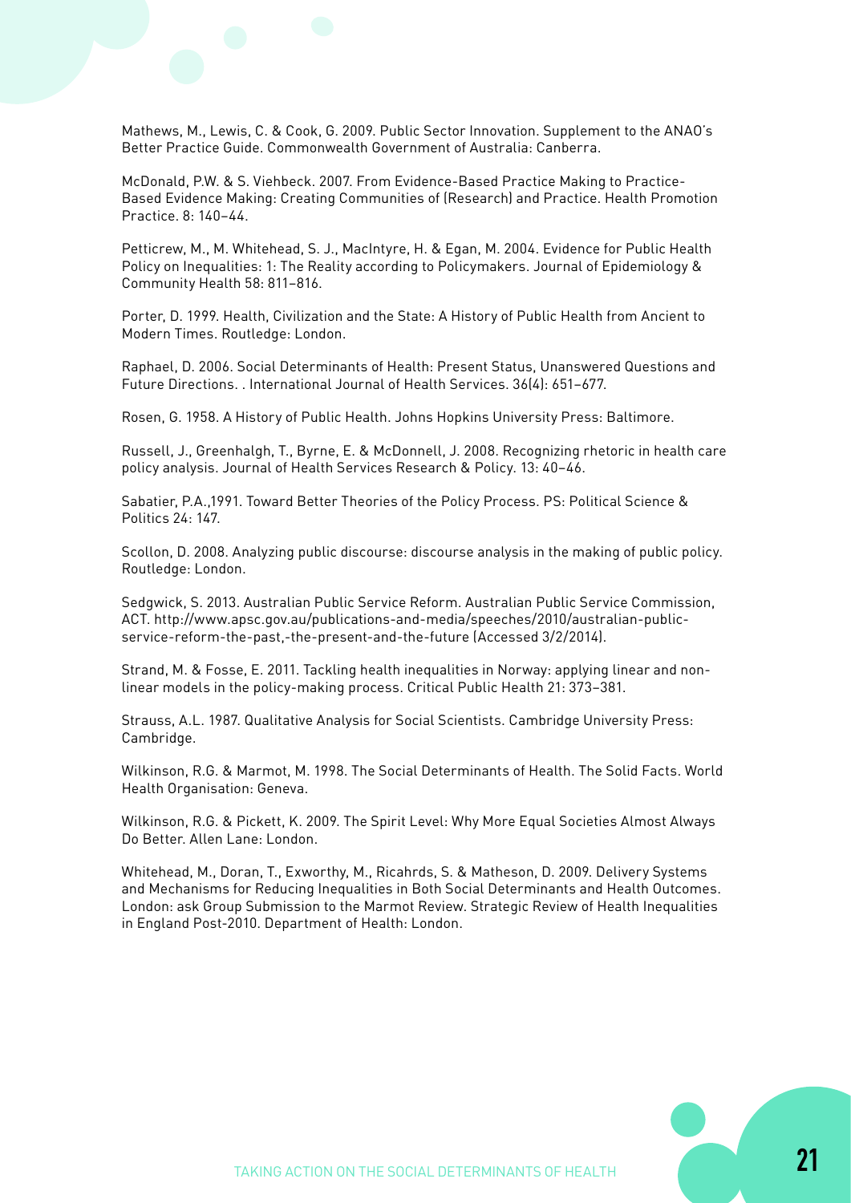Mathews, M., Lewis, C. & Cook, G. 2009. Public Sector Innovation. Supplement to the ANAO's Better Practice Guide. Commonwealth Government of Australia: Canberra.

McDonald, P.W. & S. Viehbeck. 2007. From Evidence-Based Practice Making to Practice-Based Evidence Making: Creating Communities of (Research) and Practice. Health Promotion Practice. 8: 140–44.

Petticrew, M., M. Whitehead, S. J., MacIntyre, H. & Egan, M. 2004. Evidence for Public Health Policy on Inequalities: 1: The Reality according to Policymakers. Journal of Epidemiology & Community Health 58: 811–816.

Porter, D. 1999. Health, Civilization and the State: A History of Public Health from Ancient to Modern Times. Routledge: London.

Raphael, D. 2006. Social Determinants of Health: Present Status, Unanswered Questions and Future Directions. . International Journal of Health Services. 36(4): 651–677.

Rosen, G. 1958. A History of Public Health. Johns Hopkins University Press: Baltimore.

Russell, J., Greenhalgh, T., Byrne, E. & McDonnell, J. 2008. Recognizing rhetoric in health care policy analysis. Journal of Health Services Research & Policy. 13: 40–46.

Sabatier, P.A.,1991. Toward Better Theories of the Policy Process. PS: Political Science & Politics 24: 147.

Scollon, D. 2008. Analyzing public discourse: discourse analysis in the making of public policy. Routledge: London.

Sedgwick, S. 2013. Australian Public Service Reform. Australian Public Service Commission, ACT. http://www.apsc.gov.au/publications-and-media/speeches/2010/australian-public-service-reform-the-past,-the-present-and-the-future (Accessed 3/2/2014).

Strand, M. & Fosse, E. 2011. Tackling health inequalities in Norway: applying linear and non-linear models in the policy-making process. Critical Public Health 21: 373–381.

Strauss, A.L. 1987. Qualitative Analysis for Social Scientists. Cambridge University Press: Cambridge.

Wilkinson, R.G. & Marmot, M. 1998. The Social Determinants of Health. The Solid Facts. World Health Organisation: Geneva.

Wilkinson, R.G. & Pickett, K. 2009. The Spirit Level: Why More Equal Societies Almost Always Do Better. Allen Lane: London.

Whitehead, M., Doran, T., Exworthy, M., Ricahrds, S. & Matheson, D. 2009. Delivery Systems and Mechanisms for Reducing Inequalities in Both Social Determinants and Health Outcomes. London: ask Group Submission to the Marmot Review. Strategic Review of Health Inequalities in England Post-2010. Department of Health: London.